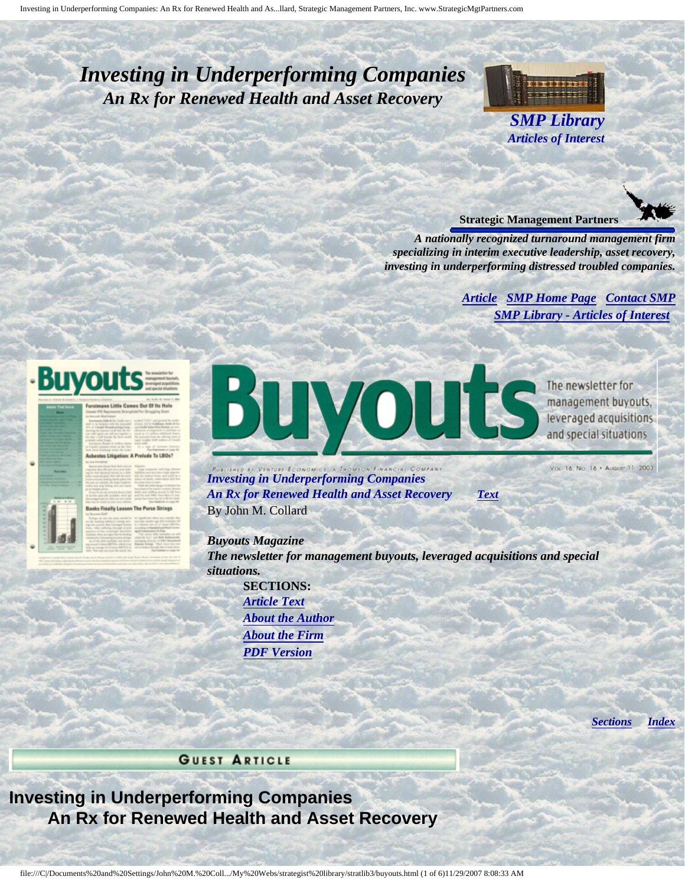# *Investing in Underperforming Companies*
## *An Rx for Renewed Health and Asset Recovery*

*SMP Library*
*Articles of Interest*

**Strategic Management Partners**

***A nationally recognized turnaround management firm specializing in interim executive leadership, asset recovery, investing in underperforming distressed troubled companies.***

*Article* *SMP Home Page* *Contact SMP*
*SMP Library - Articles of Interest*

**Buyouts** The newsletter for management buyouts, leveraged acquisitions and special situations

Published by Venture Economics, a Thomson Financial Company — Vol. 16, No. 16 • August 11, 2003

*Investing in Underperforming Companies*
*An Rx for Renewed Health and Asset Recovery* *Text*
By John M. Collard

*Buyouts Magazine*
***The newsletter for management buyouts, leveraged acquisitions and special situations.***

**SECTIONS:**
- *Article Text*
- *About the Author*
- *About the Firm*
- *PDF Version*

*Sections* *Index*

**Guest Article**

# Investing in Underperforming Companies
## An Rx for Renewed Health and Asset Recovery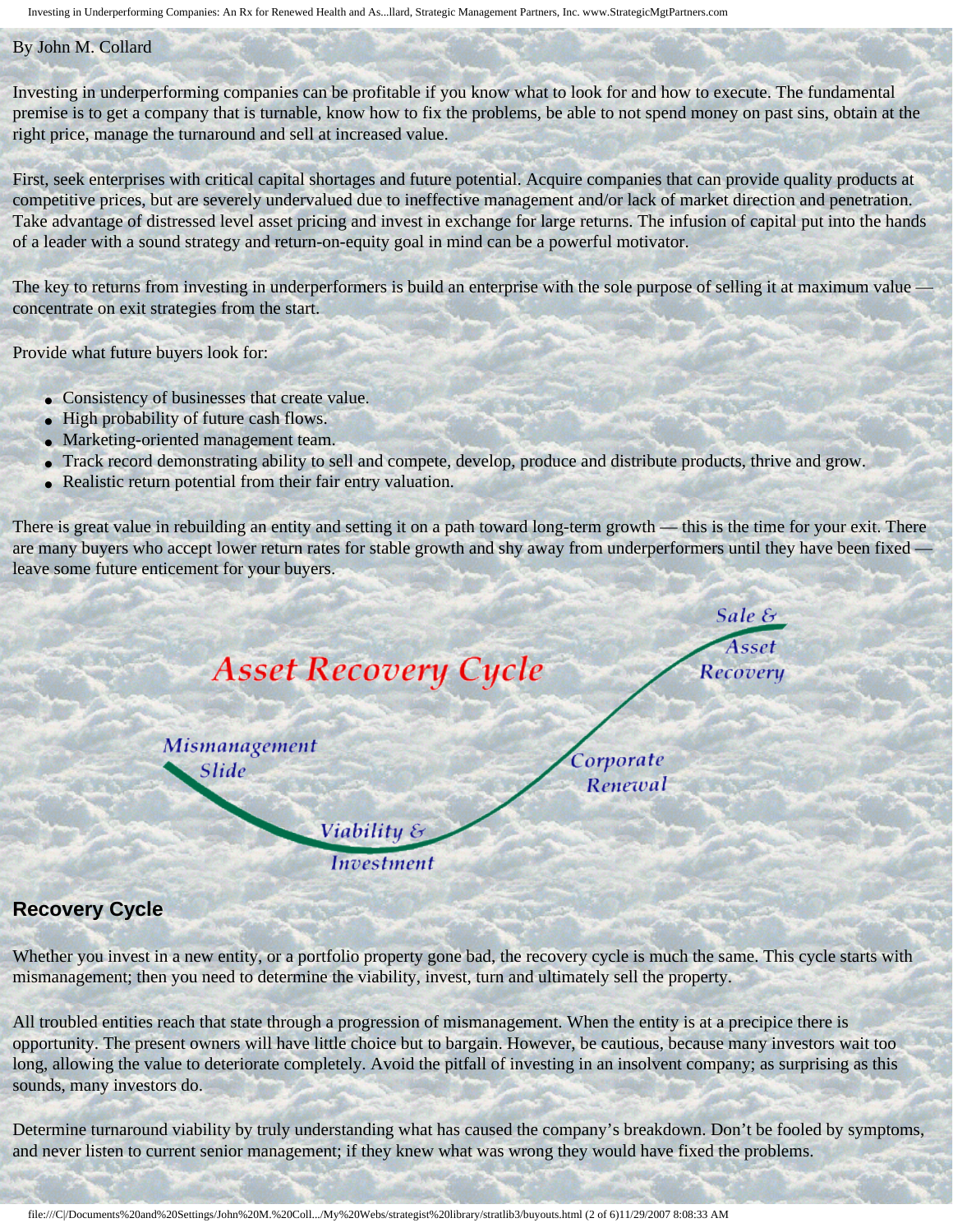By John M. Collard

Investing in underperforming companies can be profitable if you know what to look for and how to execute. The fundamental premise is to get a company that is turnable, know how to fix the problems, be able to not spend money on past sins, obtain at the right price, manage the turnaround and sell at increased value.

First, seek enterprises with critical capital shortages and future potential. Acquire companies that can provide quality products at competitive prices, but are severely undervalued due to ineffective management and/or lack of market direction and penetration. Take advantage of distressed level asset pricing and invest in exchange for large returns. The infusion of capital put into the hands of a leader with a sound strategy and return-on-equity goal in mind can be a powerful motivator.

The key to returns from investing in underperformers is build an enterprise with the sole purpose of selling it at maximum value — concentrate on exit strategies from the start.

Provide what future buyers look for:

- Consistency of businesses that create value.
- High probability of future cash flows.
- Marketing-oriented management team.
- Track record demonstrating ability to sell and compete, develop, produce and distribute products, thrive and grow.
- Realistic return potential from their fair entry valuation.

There is great value in rebuilding an entity and setting it on a path toward long-term growth — this is the time for your exit. There are many buyers who accept lower return rates for stable growth and shy away from underperformers until they have been fixed — leave some future enticement for your buyers.

**Asset Recovery Cycle**

Mismanagement Slide — Viability & Investment — Corporate Renewal — Sale & Asset Recovery

## Recovery Cycle

Whether you invest in a new entity, or a portfolio property gone bad, the recovery cycle is much the same. This cycle starts with mismanagement; then you need to determine the viability, invest, turn and ultimately sell the property.

All troubled entities reach that state through a progression of mismanagement. When the entity is at a precipice there is opportunity. The present owners will have little choice but to bargain. However, be cautious, because many investors wait too long, allowing the value to deteriorate completely. Avoid the pitfall of investing in an insolvent company; as surprising as this sounds, many investors do.

Determine turnaround viability by truly understanding what has caused the company's breakdown. Don't be fooled by symptoms, and never listen to current senior management; if they knew what was wrong they would have fixed the problems.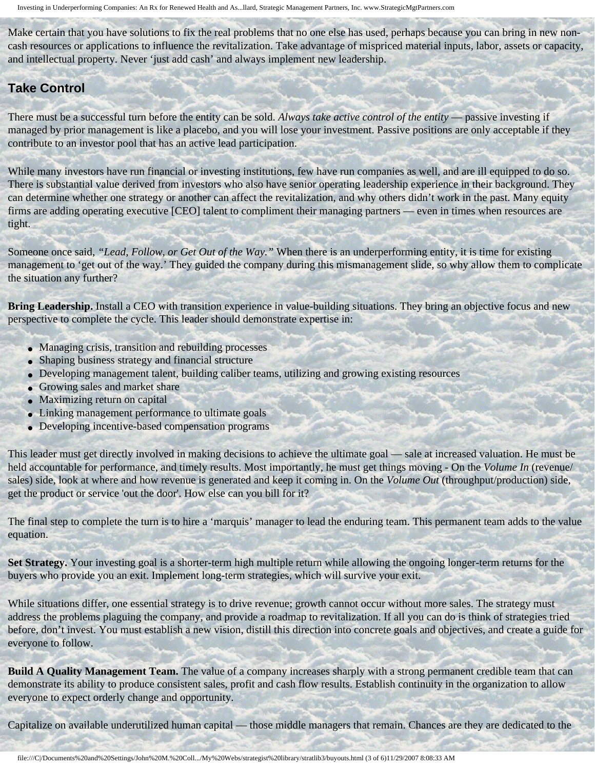Make certain that you have solutions to fix the real problems that no one else has used, perhaps because you can bring in new non-cash resources or applications to influence the revitalization. Take advantage of mispriced material inputs, labor, assets or capacity, and intellectual property. Never 'just add cash' and always implement new leadership.

## Take Control

There must be a successful turn before the entity can be sold. *Always take active control of the entity* — passive investing if managed by prior management is like a placebo, and you will lose your investment. Passive positions are only acceptable if they contribute to an investor pool that has an active lead participation.

While many investors have run financial or investing institutions, few have run companies as well, and are ill equipped to do so. There is substantial value derived from investors who also have senior operating leadership experience in their background. They can determine whether one strategy or another can affect the revitalization, and why others didn't work in the past. Many equity firms are adding operating executive [CEO] talent to compliment their managing partners — even in times when resources are tight.

Someone once said, *"Lead, Follow, or Get Out of the Way."* When there is an underperforming entity, it is time for existing management to 'get out of the way.' They guided the company during this mismanagement slide, so why allow them to complicate the situation any further?

**Bring Leadership.** Install a CEO with transition experience in value-building situations. They bring an objective focus and new perspective to complete the cycle. This leader should demonstrate expertise in:

- Managing crisis, transition and rebuilding processes
- Shaping business strategy and financial structure
- Developing management talent, building caliber teams, utilizing and growing existing resources
- Growing sales and market share
- Maximizing return on capital
- Linking management performance to ultimate goals
- Developing incentive-based compensation programs

This leader must get directly involved in making decisions to achieve the ultimate goal — sale at increased valuation. He must be held accountable for performance, and timely results. Most importantly, he must get things moving - On the *Volume In* (revenue/sales) side, look at where and how revenue is generated and keep it coming in. On the *Volume Out* (throughput/production) side, get the product or service 'out the door'. How else can you bill for it?

The final step to complete the turn is to hire a 'marquis' manager to lead the enduring team. This permanent team adds to the value equation.

**Set Strategy.** Your investing goal is a shorter-term high multiple return while allowing the ongoing longer-term returns for the buyers who provide you an exit. Implement long-term strategies, which will survive your exit.

While situations differ, one essential strategy is to drive revenue; growth cannot occur without more sales. The strategy must address the problems plaguing the company, and provide a roadmap to revitalization. If all you can do is think of strategies tried before, don't invest. You must establish a new vision, distill this direction into concrete goals and objectives, and create a guide for everyone to follow.

**Build A Quality Management Team.** The value of a company increases sharply with a strong permanent credible team that can demonstrate its ability to produce consistent sales, profit and cash flow results. Establish continuity in the organization to allow everyone to expect orderly change and opportunity.

Capitalize on available underutilized human capital — those middle managers that remain. Chances are they are dedicated to the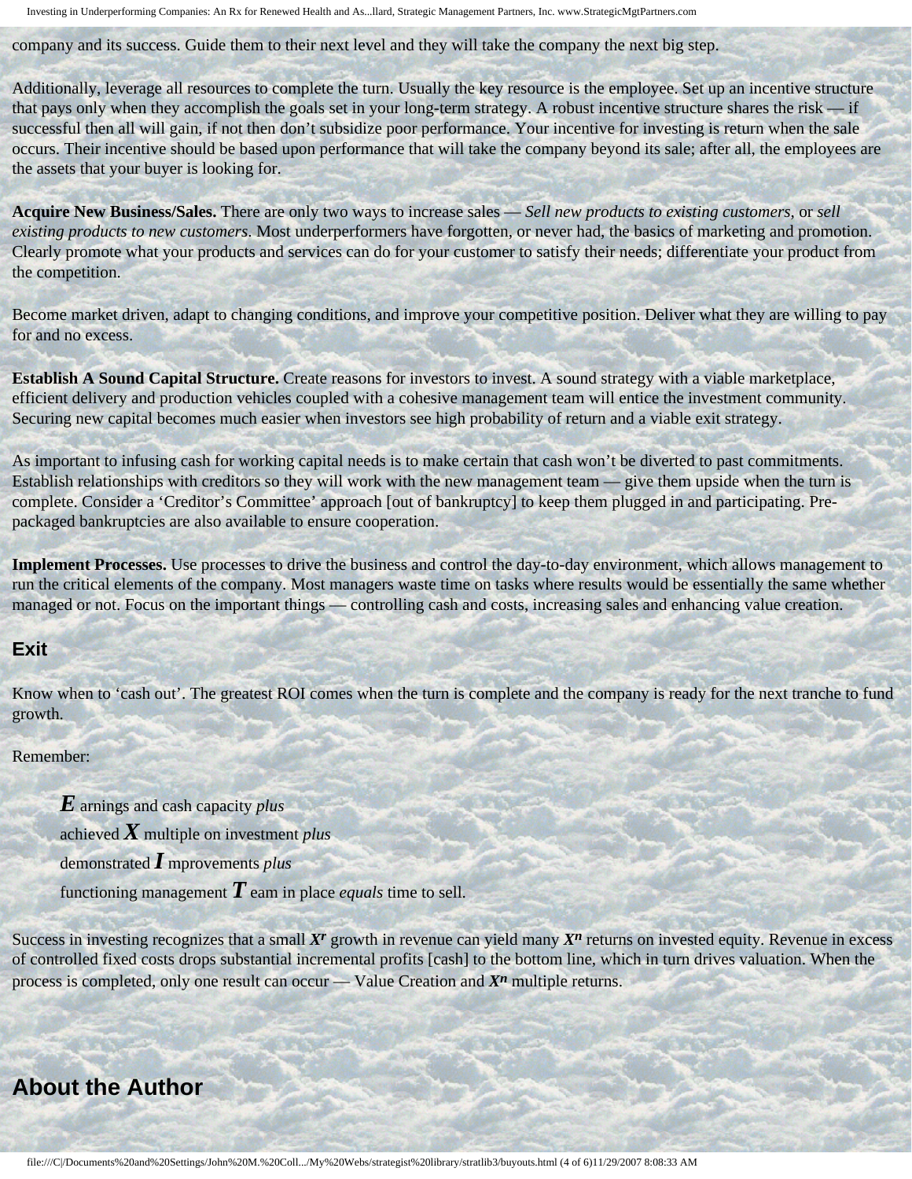company and its success. Guide them to their next level and they will take the company the next big step.

Additionally, leverage all resources to complete the turn. Usually the key resource is the employee. Set up an incentive structure that pays only when they accomplish the goals set in your long-term strategy. A robust incentive structure shares the risk — if successful then all will gain, if not then don't subsidize poor performance. Your incentive for investing is return when the sale occurs. Their incentive should be based upon performance that will take the company beyond its sale; after all, the employees are the assets that your buyer is looking for.

**Acquire New Business/Sales.** There are only two ways to increase sales — *Sell new products to existing customers*, or *sell existing products to new customers*. Most underperformers have forgotten, or never had, the basics of marketing and promotion. Clearly promote what your products and services can do for your customer to satisfy their needs; differentiate your product from the competition.

Become market driven, adapt to changing conditions, and improve your competitive position. Deliver what they are willing to pay for and no excess.

**Establish A Sound Capital Structure.** Create reasons for investors to invest. A sound strategy with a viable marketplace, efficient delivery and production vehicles coupled with a cohesive management team will entice the investment community. Securing new capital becomes much easier when investors see high probability of return and a viable exit strategy.

As important to infusing cash for working capital needs is to make certain that cash won't be diverted to past commitments. Establish relationships with creditors so they will work with the new management team — give them upside when the turn is complete. Consider a 'Creditor's Committee' approach [out of bankruptcy] to keep them plugged in and participating. Pre-packaged bankruptcies are also available to ensure cooperation.

**Implement Processes.** Use processes to drive the business and control the day-to-day environment, which allows management to run the critical elements of the company. Most managers waste time on tasks where results would be essentially the same whether managed or not. Focus on the important things — controlling cash and costs, increasing sales and enhancing value creation.

## Exit

Know when to 'cash out'. The greatest ROI comes when the turn is complete and the company is ready for the next tranche to fund growth.

Remember:

> ***E*** arnings and cash capacity *plus*
> achieved ***X*** multiple on investment *plus*
> demonstrated ***I*** mprovements *plus*
> functioning management ***T*** eam in place *equals* time to sell.

Success in investing recognizes that a small $X^r$ growth in revenue can yield many $X^n$ returns on invested equity. Revenue in excess of controlled fixed costs drops substantial incremental profits [cash] to the bottom line, which in turn drives valuation. When the process is completed, only one result can occur — Value Creation and $X^n$ multiple returns.

## About the Author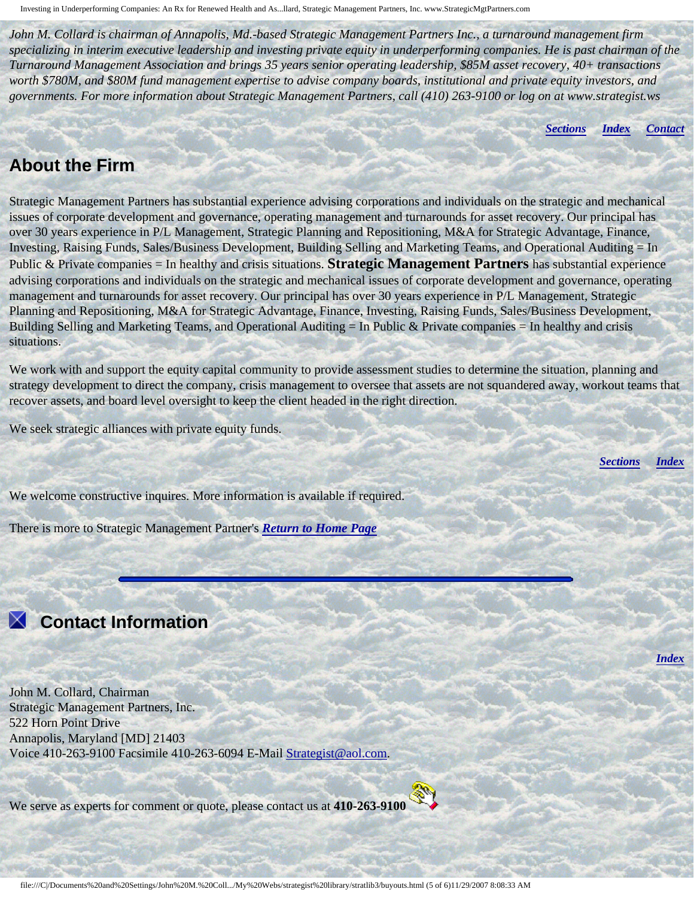*John M. Collard is chairman of Annapolis, Md.-based Strategic Management Partners Inc., a turnaround management firm specializing in interim executive leadership and investing private equity in underperforming companies. He is past chairman of the Turnaround Management Association and brings 35 years senior operating leadership, $85M asset recovery, 40+ transactions worth $780M, and $80M fund management expertise to advise company boards, institutional and private equity investors, and governments. For more information about Strategic Management Partners, call (410) 263-9100 or log on at www.strategist.ws*

***Sections*** ***Index*** ***Contact***

## About the Firm

Strategic Management Partners has substantial experience advising corporations and individuals on the strategic and mechanical issues of corporate development and governance, operating management and turnarounds for asset recovery. Our principal has over 30 years experience in P/L Management, Strategic Planning and Repositioning, M&A for Strategic Advantage, Finance, Investing, Raising Funds, Sales/Business Development, Building Selling and Marketing Teams, and Operational Auditing = In Public & Private companies = In healthy and crisis situations. **Strategic Management Partners** has substantial experience advising corporations and individuals on the strategic and mechanical issues of corporate development and governance, operating management and turnarounds for asset recovery. Our principal has over 30 years experience in P/L Management, Strategic Planning and Repositioning, M&A for Strategic Advantage, Finance, Investing, Raising Funds, Sales/Business Development, Building Selling and Marketing Teams, and Operational Auditing = In Public & Private companies = In healthy and crisis situations.

We work with and support the equity capital community to provide assessment studies to determine the situation, planning and strategy development to direct the company, crisis management to oversee that assets are not squandered away, workout teams that recover assets, and board level oversight to keep the client headed in the right direction.

We seek strategic alliances with private equity funds.

***Sections*** ***Index***

We welcome constructive inquires. More information is available if required.

There is more to Strategic Management Partner's ***Return to Home Page***

---

## Contact Information

***Index***

John M. Collard, Chairman
Strategic Management Partners, Inc.
522 Horn Point Drive
Annapolis, Maryland [MD] 21403
Voice 410-263-9100 Facsimile 410-263-6094 E-Mail Strategist@aol.com.

We serve as experts for comment or quote, please contact us at **410-263-9100**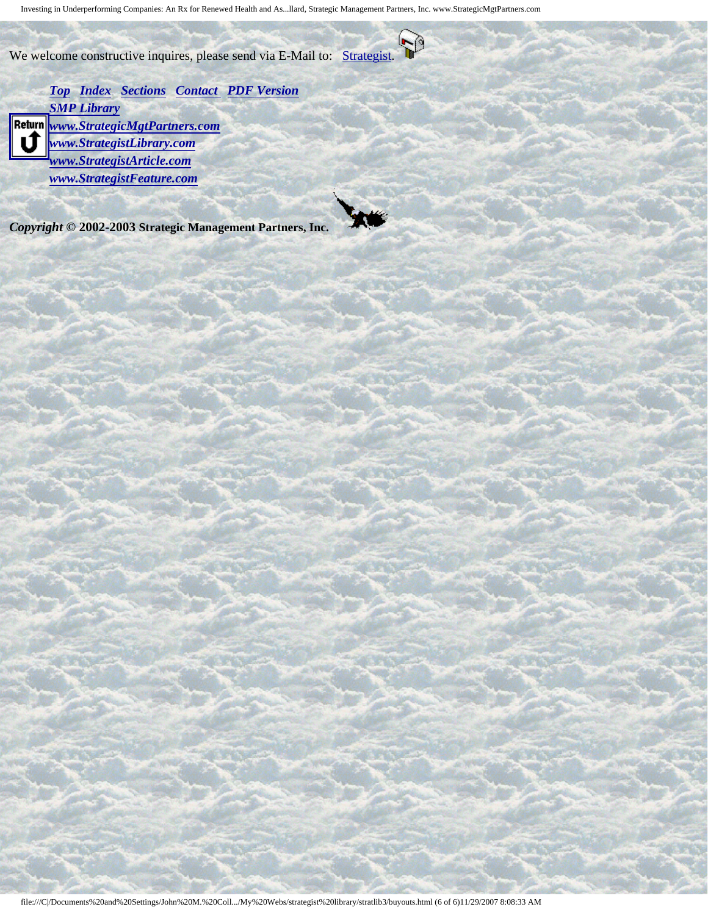We welcome constructive inquires, please send via E-Mail to: Strategist.

*Top* *Index* *Sections* *Contact* *PDF Version*
*SMP Library*
*www.StrategicMgtPartners.com*
*www.StrategistLibrary.com*
*www.StrategistArticle.com*
*www.StrategistFeature.com*

***Copyright*** **© 2002-2003 Strategic Management Partners, Inc.**